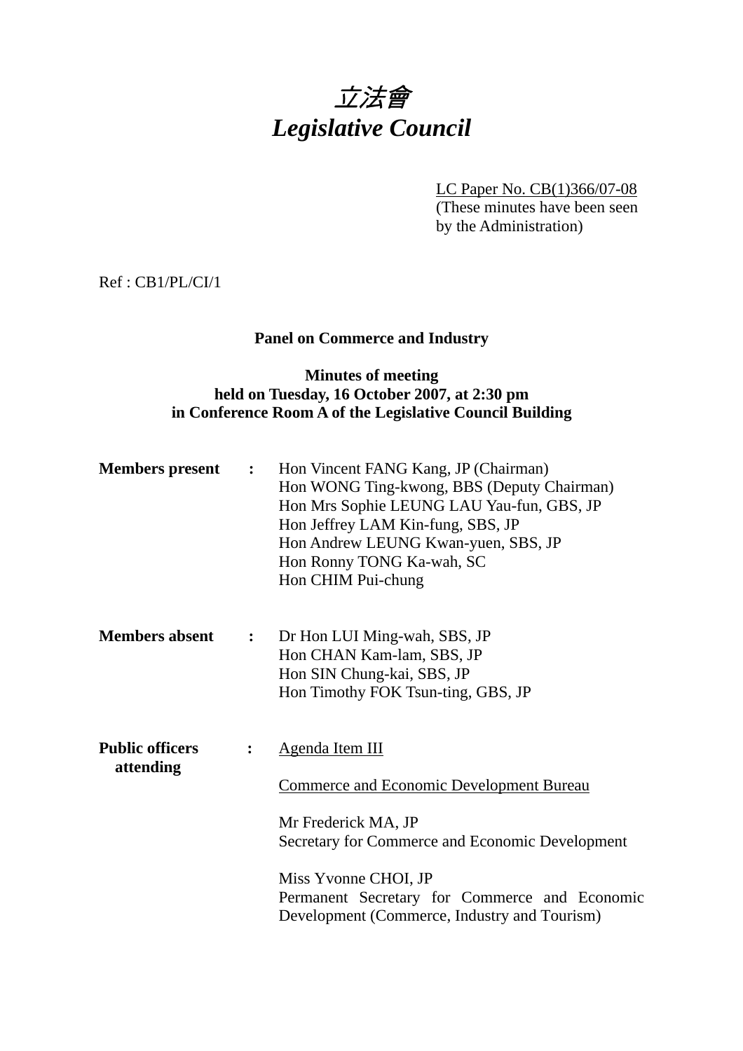# 立法會
# *Legislative Council*

LC Paper No. CB(1)366/07-08
(These minutes have been seen by the Administration)

Ref : CB1/PL/CI/1

**Panel on Commerce and Industry**

**Minutes of meeting**
**held on Tuesday, 16 October 2007, at 2:30 pm**
**in Conference Room A of the Legislative Council Building**

**Members present** : Hon Vincent FANG Kang, JP (Chairman)
Hon WONG Ting-kwong, BBS (Deputy Chairman)
Hon Mrs Sophie LEUNG LAU Yau-fun, GBS, JP
Hon Jeffrey LAM Kin-fung, SBS, JP
Hon Andrew LEUNG Kwan-yuen, SBS, JP
Hon Ronny TONG Ka-wah, SC
Hon CHIM Pui-chung

**Members absent** : Dr Hon LUI Ming-wah, SBS, JP
Hon CHAN Kam-lam, SBS, JP
Hon SIN Chung-kai, SBS, JP
Hon Timothy FOK Tsun-ting, GBS, JP

**Public officers attending** : Agenda Item III

Commerce and Economic Development Bureau

Mr Frederick MA, JP
Secretary for Commerce and Economic Development

Miss Yvonne CHOI, JP
Permanent Secretary for Commerce and Economic Development (Commerce, Industry and Tourism)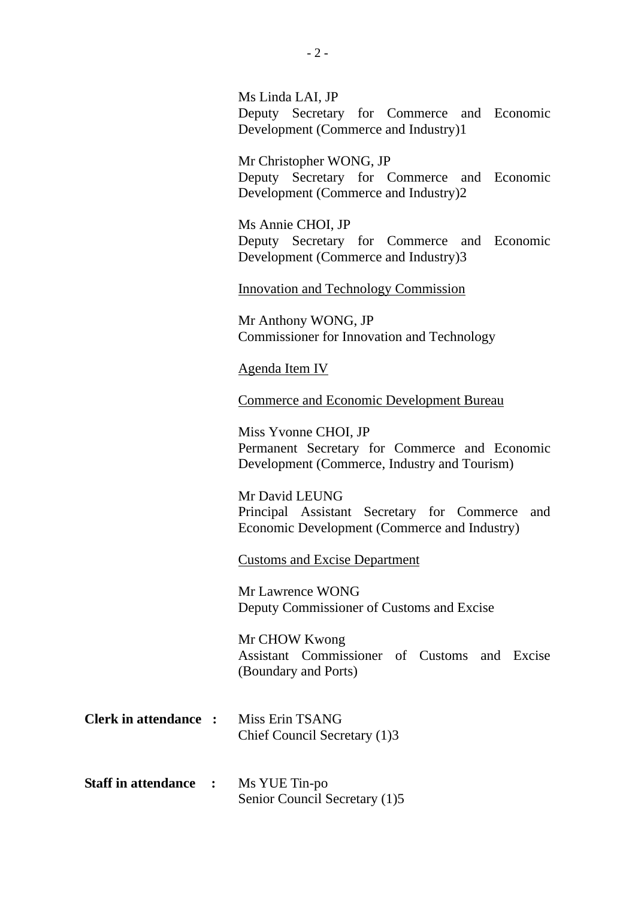Ms Linda LAI, JP
Deputy Secretary for Commerce and Economic Development (Commerce and Industry)1

Mr Christopher WONG, JP
Deputy Secretary for Commerce and Economic Development (Commerce and Industry)2

Ms Annie CHOI, JP
Deputy Secretary for Commerce and Economic Development (Commerce and Industry)3

Innovation and Technology Commission

Mr Anthony WONG, JP
Commissioner for Innovation and Technology

Agenda Item IV

Commerce and Economic Development Bureau

Miss Yvonne CHOI, JP
Permanent Secretary for Commerce and Economic Development (Commerce, Industry and Tourism)

Mr David LEUNG
Principal Assistant Secretary for Commerce and Economic Development (Commerce and Industry)

Customs and Excise Department

Mr Lawrence WONG
Deputy Commissioner of Customs and Excise

Mr CHOW Kwong
Assistant Commissioner of Customs and Excise (Boundary and Ports)

**Clerk in attendance :** Miss Erin TSANG
Chief Council Secretary (1)3

**Staff in attendance :** Ms YUE Tin-po
Senior Council Secretary (1)5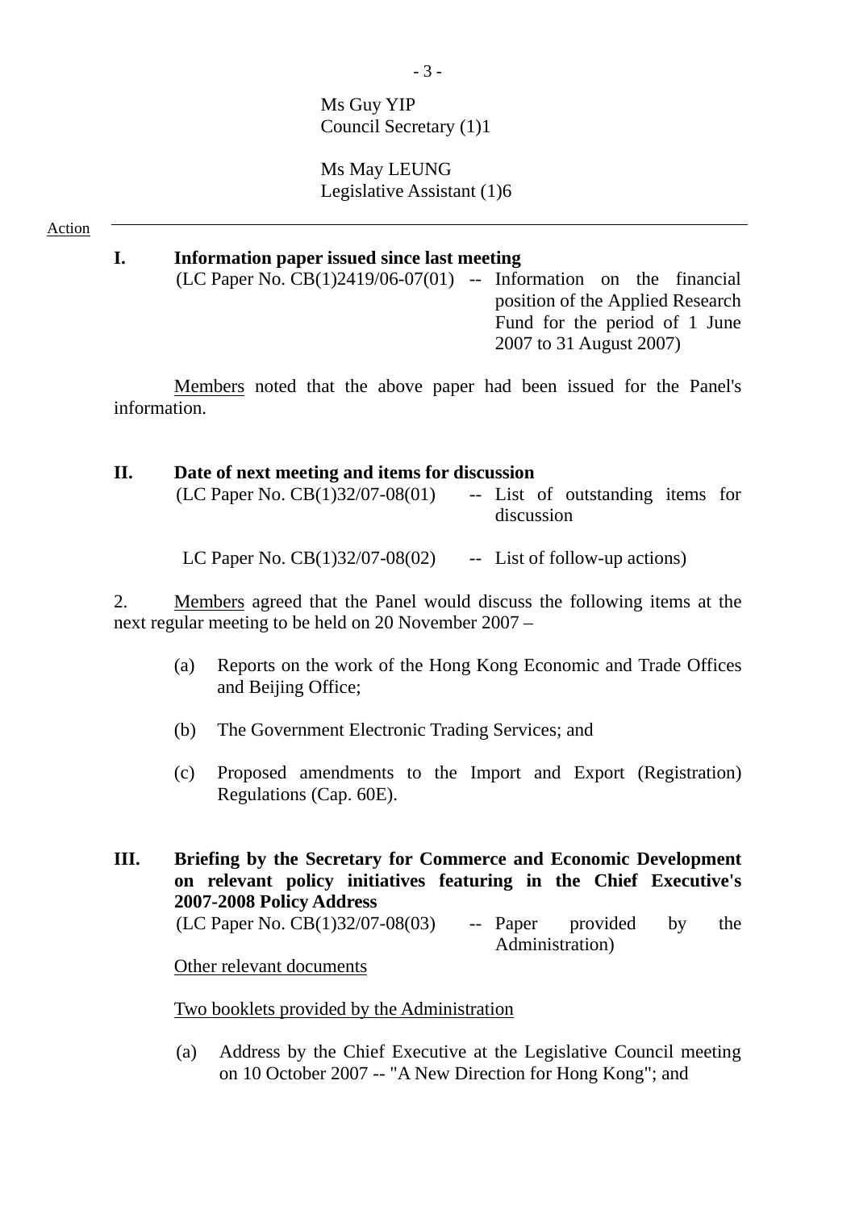Ms Guy YIP
Council Secretary (1)1

Ms May LEUNG
Legislative Assistant (1)6

Action

---

**I. Information paper issued since last meeting**

(LC Paper No. CB(1)2419/06-07(01) -- Information on the financial position of the Applied Research Fund for the period of 1 June 2007 to 31 August 2007)

Members noted that the above paper had been issued for the Panel's information.

**II. Date of next meeting and items for discussion**

(LC Paper No. CB(1)32/07-08(01) -- List of outstanding items for discussion

LC Paper No. CB(1)32/07-08(02) -- List of follow-up actions)

2. Members agreed that the Panel would discuss the following items at the next regular meeting to be held on 20 November 2007 –

(a) Reports on the work of the Hong Kong Economic and Trade Offices and Beijing Office;

(b) The Government Electronic Trading Services; and

(c) Proposed amendments to the Import and Export (Registration) Regulations (Cap. 60E).

**III. Briefing by the Secretary for Commerce and Economic Development on relevant policy initiatives featuring in the Chief Executive's 2007-2008 Policy Address**

(LC Paper No. CB(1)32/07-08(03) -- Paper provided by the Administration)

Other relevant documents

Two booklets provided by the Administration

(a) Address by the Chief Executive at the Legislative Council meeting on 10 October 2007 -- "A New Direction for Hong Kong"; and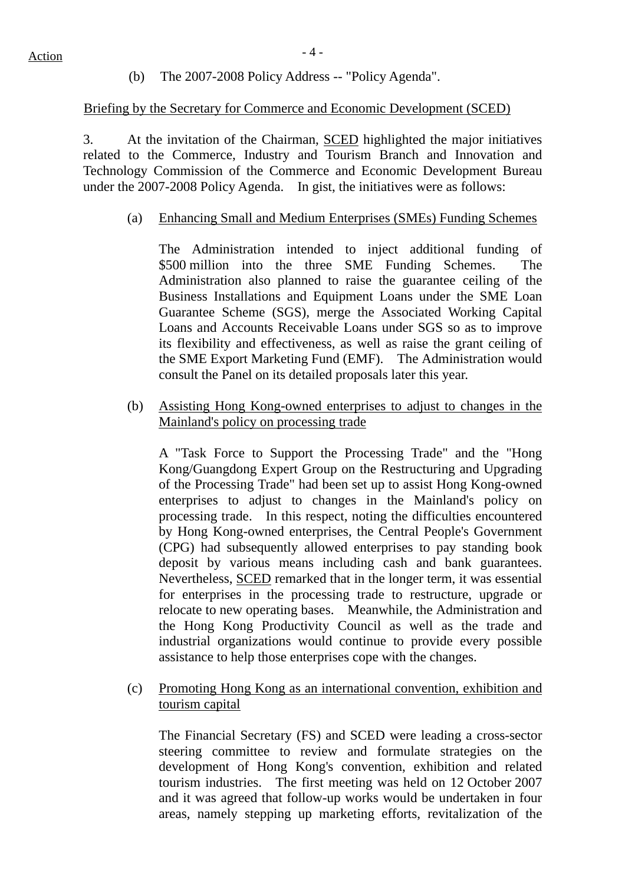Action

(b) The 2007-2008 Policy Address -- "Policy Agenda".

Briefing by the Secretary for Commerce and Economic Development (SCED)

3. At the invitation of the Chairman, SCED highlighted the major initiatives related to the Commerce, Industry and Tourism Branch and Innovation and Technology Commission of the Commerce and Economic Development Bureau under the 2007-2008 Policy Agenda. In gist, the initiatives were as follows:

(a) Enhancing Small and Medium Enterprises (SMEs) Funding Schemes

The Administration intended to inject additional funding of $500 million into the three SME Funding Schemes. The Administration also planned to raise the guarantee ceiling of the Business Installations and Equipment Loans under the SME Loan Guarantee Scheme (SGS), merge the Associated Working Capital Loans and Accounts Receivable Loans under SGS so as to improve its flexibility and effectiveness, as well as raise the grant ceiling of the SME Export Marketing Fund (EMF). The Administration would consult the Panel on its detailed proposals later this year.

(b) Assisting Hong Kong-owned enterprises to adjust to changes in the Mainland's policy on processing trade

A "Task Force to Support the Processing Trade" and the "Hong Kong/Guangdong Expert Group on the Restructuring and Upgrading of the Processing Trade" had been set up to assist Hong Kong-owned enterprises to adjust to changes in the Mainland's policy on processing trade. In this respect, noting the difficulties encountered by Hong Kong-owned enterprises, the Central People's Government (CPG) had subsequently allowed enterprises to pay standing book deposit by various means including cash and bank guarantees. Nevertheless, SCED remarked that in the longer term, it was essential for enterprises in the processing trade to restructure, upgrade or relocate to new operating bases. Meanwhile, the Administration and the Hong Kong Productivity Council as well as the trade and industrial organizations would continue to provide every possible assistance to help those enterprises cope with the changes.

(c) Promoting Hong Kong as an international convention, exhibition and tourism capital

The Financial Secretary (FS) and SCED were leading a cross-sector steering committee to review and formulate strategies on the development of Hong Kong's convention, exhibition and related tourism industries. The first meeting was held on 12 October 2007 and it was agreed that follow-up works would be undertaken in four areas, namely stepping up marketing efforts, revitalization of the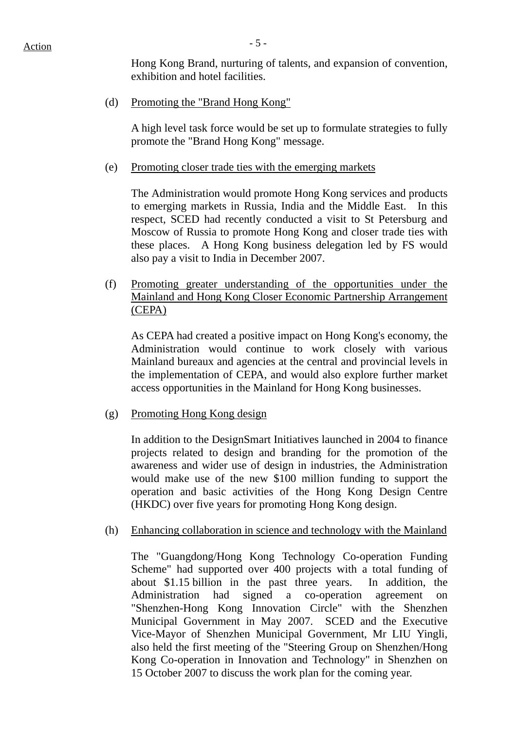Hong Kong Brand, nurturing of talents, and expansion of convention, exhibition and hotel facilities.

(d) Promoting the "Brand Hong Kong"

A high level task force would be set up to formulate strategies to fully promote the "Brand Hong Kong" message.

(e) Promoting closer trade ties with the emerging markets

The Administration would promote Hong Kong services and products to emerging markets in Russia, India and the Middle East. In this respect, SCED had recently conducted a visit to St Petersburg and Moscow of Russia to promote Hong Kong and closer trade ties with these places. A Hong Kong business delegation led by FS would also pay a visit to India in December 2007.

(f) Promoting greater understanding of the opportunities under the Mainland and Hong Kong Closer Economic Partnership Arrangement (CEPA)

As CEPA had created a positive impact on Hong Kong's economy, the Administration would continue to work closely with various Mainland bureaux and agencies at the central and provincial levels in the implementation of CEPA, and would also explore further market access opportunities in the Mainland for Hong Kong businesses.

(g) Promoting Hong Kong design

In addition to the DesignSmart Initiatives launched in 2004 to finance projects related to design and branding for the promotion of the awareness and wider use of design in industries, the Administration would make use of the new $100 million funding to support the operation and basic activities of the Hong Kong Design Centre (HKDC) over five years for promoting Hong Kong design.

(h) Enhancing collaboration in science and technology with the Mainland

The "Guangdong/Hong Kong Technology Co-operation Funding Scheme" had supported over 400 projects with a total funding of about $1.15 billion in the past three years. In addition, the Administration had signed a co-operation agreement on "Shenzhen-Hong Kong Innovation Circle" with the Shenzhen Municipal Government in May 2007. SCED and the Executive Vice-Mayor of Shenzhen Municipal Government, Mr LIU Yingli, also held the first meeting of the "Steering Group on Shenzhen/Hong Kong Co-operation in Innovation and Technology" in Shenzhen on 15 October 2007 to discuss the work plan for the coming year.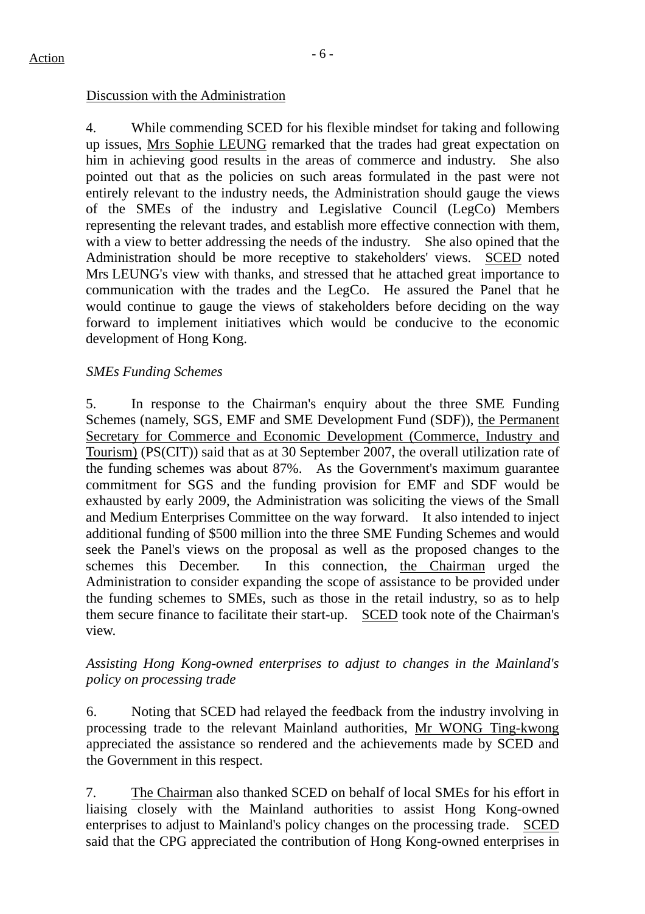Action

Discussion with the Administration

4. While commending SCED for his flexible mindset for taking and following up issues, Mrs Sophie LEUNG remarked that the trades had great expectation on him in achieving good results in the areas of commerce and industry. She also pointed out that as the policies on such areas formulated in the past were not entirely relevant to the industry needs, the Administration should gauge the views of the SMEs of the industry and Legislative Council (LegCo) Members representing the relevant trades, and establish more effective connection with them, with a view to better addressing the needs of the industry. She also opined that the Administration should be more receptive to stakeholders' views. SCED noted Mrs LEUNG's view with thanks, and stressed that he attached great importance to communication with the trades and the LegCo. He assured the Panel that he would continue to gauge the views of stakeholders before deciding on the way forward to implement initiatives which would be conducive to the economic development of Hong Kong.

*SMEs Funding Schemes*

5. In response to the Chairman's enquiry about the three SME Funding Schemes (namely, SGS, EMF and SME Development Fund (SDF)), the Permanent Secretary for Commerce and Economic Development (Commerce, Industry and Tourism) (PS(CIT)) said that as at 30 September 2007, the overall utilization rate of the funding schemes was about 87%. As the Government's maximum guarantee commitment for SGS and the funding provision for EMF and SDF would be exhausted by early 2009, the Administration was soliciting the views of the Small and Medium Enterprises Committee on the way forward. It also intended to inject additional funding of $500 million into the three SME Funding Schemes and would seek the Panel's views on the proposal as well as the proposed changes to the schemes this December. In this connection, the Chairman urged the Administration to consider expanding the scope of assistance to be provided under the funding schemes to SMEs, such as those in the retail industry, so as to help them secure finance to facilitate their start-up. SCED took note of the Chairman's view.

*Assisting Hong Kong-owned enterprises to adjust to changes in the Mainland's policy on processing trade*

6. Noting that SCED had relayed the feedback from the industry involving in processing trade to the relevant Mainland authorities, Mr WONG Ting-kwong appreciated the assistance so rendered and the achievements made by SCED and the Government in this respect.

7. The Chairman also thanked SCED on behalf of local SMEs for his effort in liaising closely with the Mainland authorities to assist Hong Kong-owned enterprises to adjust to Mainland's policy changes on the processing trade. SCED said that the CPG appreciated the contribution of Hong Kong-owned enterprises in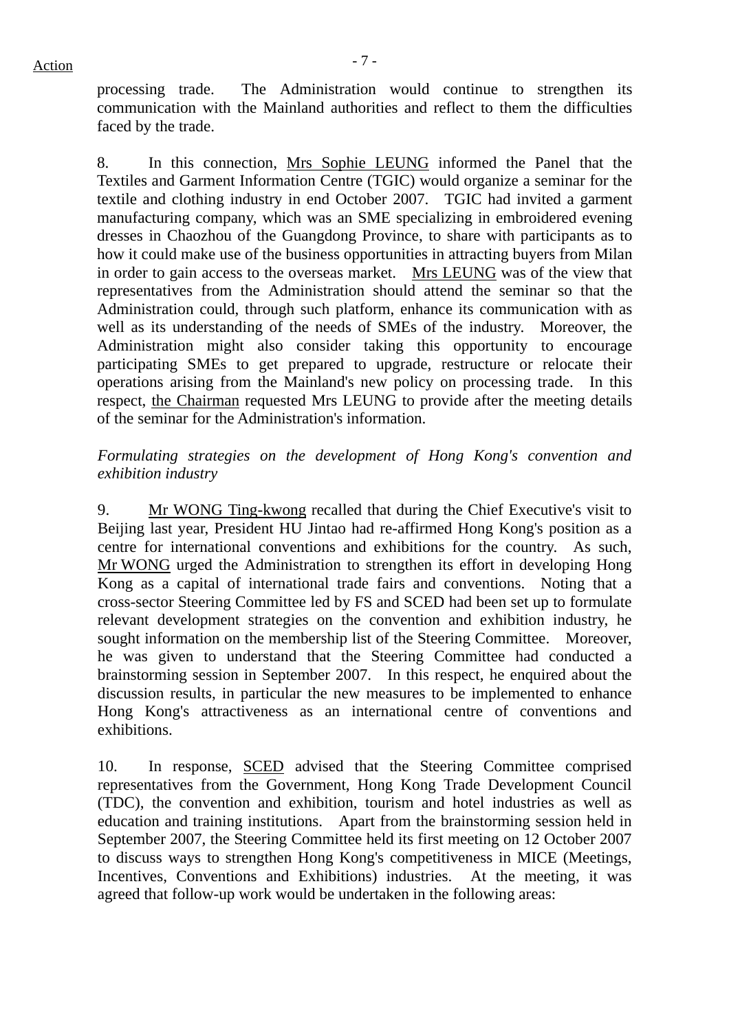processing trade. The Administration would continue to strengthen its communication with the Mainland authorities and reflect to them the difficulties faced by the trade.

8. In this connection, Mrs Sophie LEUNG informed the Panel that the Textiles and Garment Information Centre (TGIC) would organize a seminar for the textile and clothing industry in end October 2007. TGIC had invited a garment manufacturing company, which was an SME specializing in embroidered evening dresses in Chaozhou of the Guangdong Province, to share with participants as to how it could make use of the business opportunities in attracting buyers from Milan in order to gain access to the overseas market. Mrs LEUNG was of the view that representatives from the Administration should attend the seminar so that the Administration could, through such platform, enhance its communication with as well as its understanding of the needs of SMEs of the industry. Moreover, the Administration might also consider taking this opportunity to encourage participating SMEs to get prepared to upgrade, restructure or relocate their operations arising from the Mainland's new policy on processing trade. In this respect, the Chairman requested Mrs LEUNG to provide after the meeting details of the seminar for the Administration's information.

*Formulating strategies on the development of Hong Kong's convention and exhibition industry*

9. Mr WONG Ting-kwong recalled that during the Chief Executive's visit to Beijing last year, President HU Jintao had re-affirmed Hong Kong's position as a centre for international conventions and exhibitions for the country. As such, Mr WONG urged the Administration to strengthen its effort in developing Hong Kong as a capital of international trade fairs and conventions. Noting that a cross-sector Steering Committee led by FS and SCED had been set up to formulate relevant development strategies on the convention and exhibition industry, he sought information on the membership list of the Steering Committee. Moreover, he was given to understand that the Steering Committee had conducted a brainstorming session in September 2007. In this respect, he enquired about the discussion results, in particular the new measures to be implemented to enhance Hong Kong's attractiveness as an international centre of conventions and exhibitions.

10. In response, SCED advised that the Steering Committee comprised representatives from the Government, Hong Kong Trade Development Council (TDC), the convention and exhibition, tourism and hotel industries as well as education and training institutions. Apart from the brainstorming session held in September 2007, the Steering Committee held its first meeting on 12 October 2007 to discuss ways to strengthen Hong Kong's competitiveness in MICE (Meetings, Incentives, Conventions and Exhibitions) industries. At the meeting, it was agreed that follow-up work would be undertaken in the following areas: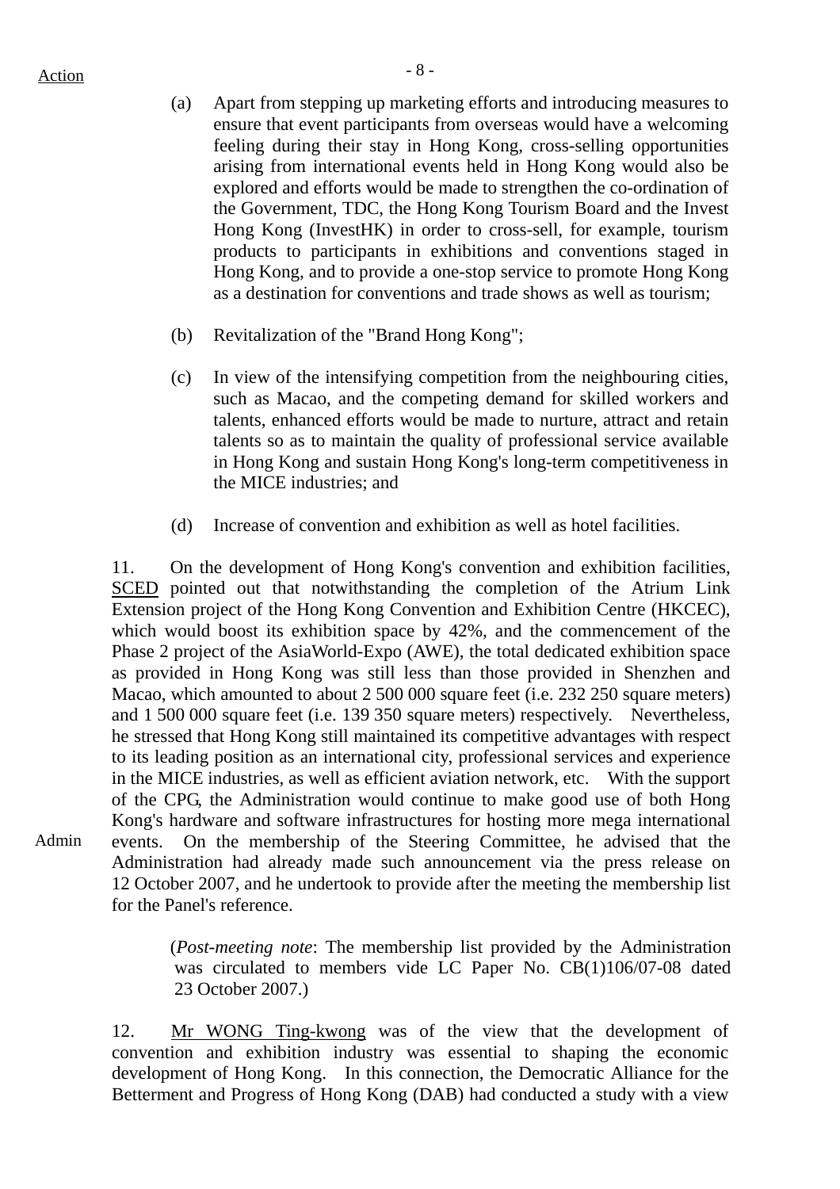Action

(a) Apart from stepping up marketing efforts and introducing measures to ensure that event participants from overseas would have a welcoming feeling during their stay in Hong Kong, cross-selling opportunities arising from international events held in Hong Kong would also be explored and efforts would be made to strengthen the co-ordination of the Government, TDC, the Hong Kong Tourism Board and the Invest Hong Kong (InvestHK) in order to cross-sell, for example, tourism products to participants in exhibitions and conventions staged in Hong Kong, and to provide a one-stop service to promote Hong Kong as a destination for conventions and trade shows as well as tourism;

(b) Revitalization of the "Brand Hong Kong";

(c) In view of the intensifying competition from the neighbouring cities, such as Macao, and the competing demand for skilled workers and talents, enhanced efforts would be made to nurture, attract and retain talents so as to maintain the quality of professional service available in Hong Kong and sustain Hong Kong's long-term competitiveness in the MICE industries; and

(d) Increase of convention and exhibition as well as hotel facilities.

11. On the development of Hong Kong's convention and exhibition facilities, SCED pointed out that notwithstanding the completion of the Atrium Link Extension project of the Hong Kong Convention and Exhibition Centre (HKCEC), which would boost its exhibition space by 42%, and the commencement of the Phase 2 project of the AsiaWorld-Expo (AWE), the total dedicated exhibition space as provided in Hong Kong was still less than those provided in Shenzhen and Macao, which amounted to about 2 500 000 square feet (i.e. 232 250 square meters) and 1 500 000 square feet (i.e. 139 350 square meters) respectively. Nevertheless, he stressed that Hong Kong still maintained its competitive advantages with respect to its leading position as an international city, professional services and experience in the MICE industries, as well as efficient aviation network, etc. With the support of the CPG, the Administration would continue to make good use of both Hong Kong's hardware and software infrastructures for hosting more mega international events. On the membership of the Steering Committee, he advised that the Administration had already made such announcement via the press release on 12 October 2007, and he undertook to provide after the meeting the membership list for the Panel's reference.

Admin

(*Post-meeting note*: The membership list provided by the Administration was circulated to members vide LC Paper No. CB(1)106/07-08 dated 23 October 2007.)

12. Mr WONG Ting-kwong was of the view that the development of convention and exhibition industry was essential to shaping the economic development of Hong Kong. In this connection, the Democratic Alliance for the Betterment and Progress of Hong Kong (DAB) had conducted a study with a view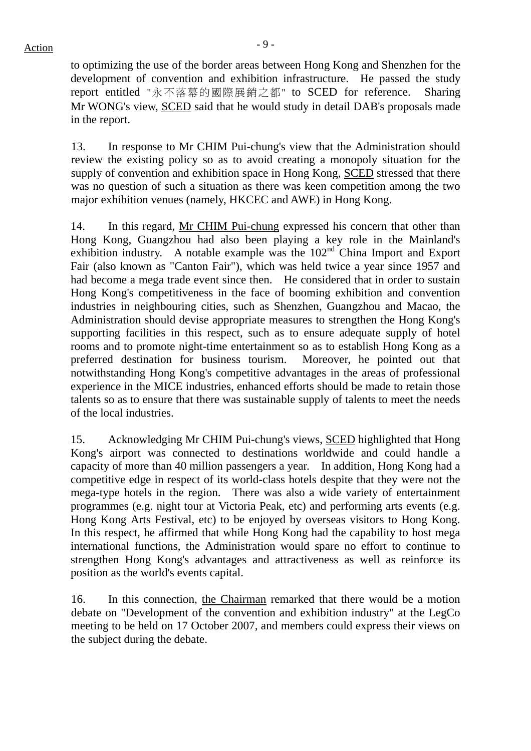to optimizing the use of the border areas between Hong Kong and Shenzhen for the development of convention and exhibition infrastructure. He passed the study report entitled "永不落幕的國際展銷之都" to SCED for reference. Sharing Mr WONG's view, SCED said that he would study in detail DAB's proposals made in the report.

13. In response to Mr CHIM Pui-chung's view that the Administration should review the existing policy so as to avoid creating a monopoly situation for the supply of convention and exhibition space in Hong Kong, SCED stressed that there was no question of such a situation as there was keen competition among the two major exhibition venues (namely, HKCEC and AWE) in Hong Kong.

14. In this regard, Mr CHIM Pui-chung expressed his concern that other than Hong Kong, Guangzhou had also been playing a key role in the Mainland's exhibition industry. A notable example was the 102nd China Import and Export Fair (also known as "Canton Fair"), which was held twice a year since 1957 and had become a mega trade event since then. He considered that in order to sustain Hong Kong's competitiveness in the face of booming exhibition and convention industries in neighbouring cities, such as Shenzhen, Guangzhou and Macao, the Administration should devise appropriate measures to strengthen the Hong Kong's supporting facilities in this respect, such as to ensure adequate supply of hotel rooms and to promote night-time entertainment so as to establish Hong Kong as a preferred destination for business tourism. Moreover, he pointed out that notwithstanding Hong Kong's competitive advantages in the areas of professional experience in the MICE industries, enhanced efforts should be made to retain those talents so as to ensure that there was sustainable supply of talents to meet the needs of the local industries.

15. Acknowledging Mr CHIM Pui-chung's views, SCED highlighted that Hong Kong's airport was connected to destinations worldwide and could handle a capacity of more than 40 million passengers a year. In addition, Hong Kong had a competitive edge in respect of its world-class hotels despite that they were not the mega-type hotels in the region. There was also a wide variety of entertainment programmes (e.g. night tour at Victoria Peak, etc) and performing arts events (e.g. Hong Kong Arts Festival, etc) to be enjoyed by overseas visitors to Hong Kong. In this respect, he affirmed that while Hong Kong had the capability to host mega international functions, the Administration would spare no effort to continue to strengthen Hong Kong's advantages and attractiveness as well as reinforce its position as the world's events capital.

16. In this connection, the Chairman remarked that there would be a motion debate on "Development of the convention and exhibition industry" at the LegCo meeting to be held on 17 October 2007, and members could express their views on the subject during the debate.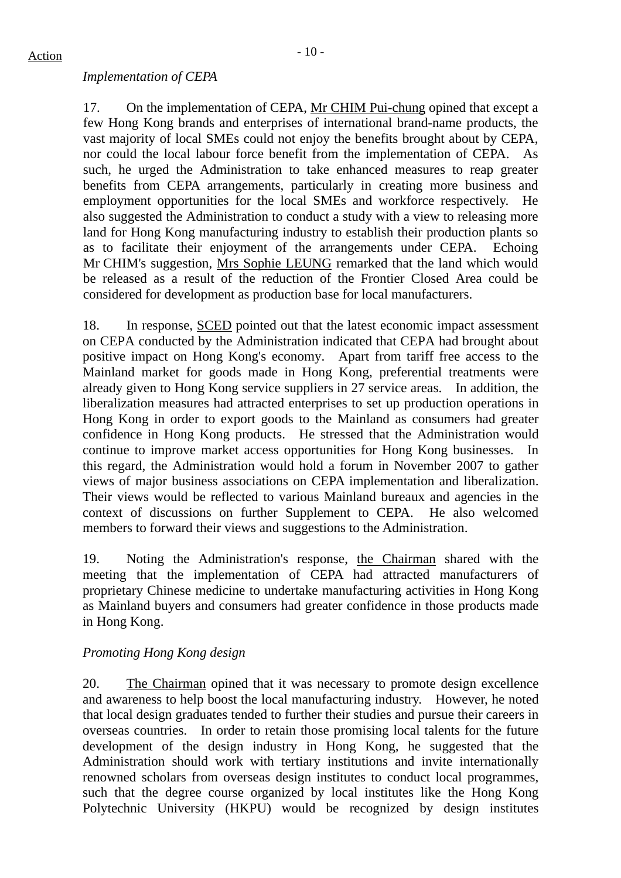Action

*Implementation of CEPA*

17. On the implementation of CEPA, Mr CHIM Pui-chung opined that except a few Hong Kong brands and enterprises of international brand-name products, the vast majority of local SMEs could not enjoy the benefits brought about by CEPA, nor could the local labour force benefit from the implementation of CEPA. As such, he urged the Administration to take enhanced measures to reap greater benefits from CEPA arrangements, particularly in creating more business and employment opportunities for the local SMEs and workforce respectively. He also suggested the Administration to conduct a study with a view to releasing more land for Hong Kong manufacturing industry to establish their production plants so as to facilitate their enjoyment of the arrangements under CEPA. Echoing Mr CHIM's suggestion, Mrs Sophie LEUNG remarked that the land which would be released as a result of the reduction of the Frontier Closed Area could be considered for development as production base for local manufacturers.

18. In response, SCED pointed out that the latest economic impact assessment on CEPA conducted by the Administration indicated that CEPA had brought about positive impact on Hong Kong's economy. Apart from tariff free access to the Mainland market for goods made in Hong Kong, preferential treatments were already given to Hong Kong service suppliers in 27 service areas. In addition, the liberalization measures had attracted enterprises to set up production operations in Hong Kong in order to export goods to the Mainland as consumers had greater confidence in Hong Kong products. He stressed that the Administration would continue to improve market access opportunities for Hong Kong businesses. In this regard, the Administration would hold a forum in November 2007 to gather views of major business associations on CEPA implementation and liberalization. Their views would be reflected to various Mainland bureaux and agencies in the context of discussions on further Supplement to CEPA. He also welcomed members to forward their views and suggestions to the Administration.

19. Noting the Administration's response, the Chairman shared with the meeting that the implementation of CEPA had attracted manufacturers of proprietary Chinese medicine to undertake manufacturing activities in Hong Kong as Mainland buyers and consumers had greater confidence in those products made in Hong Kong.

*Promoting Hong Kong design*

20. The Chairman opined that it was necessary to promote design excellence and awareness to help boost the local manufacturing industry. However, he noted that local design graduates tended to further their studies and pursue their careers in overseas countries. In order to retain those promising local talents for the future development of the design industry in Hong Kong, he suggested that the Administration should work with tertiary institutions and invite internationally renowned scholars from overseas design institutes to conduct local programmes, such that the degree course organized by local institutes like the Hong Kong Polytechnic University (HKPU) would be recognized by design institutes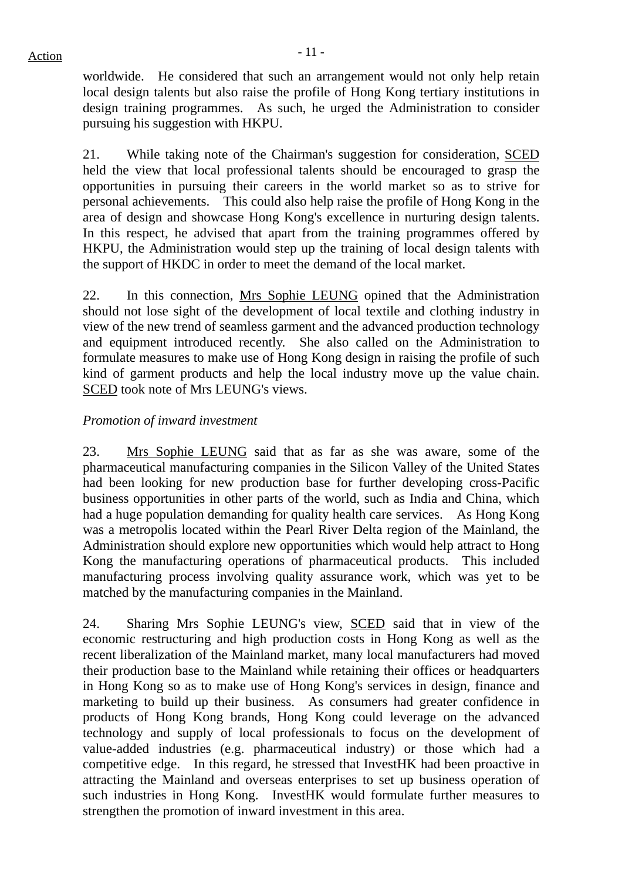Action

worldwide. He considered that such an arrangement would not only help retain local design talents but also raise the profile of Hong Kong tertiary institutions in design training programmes. As such, he urged the Administration to consider pursuing his suggestion with HKPU.

21. While taking note of the Chairman's suggestion for consideration, SCED held the view that local professional talents should be encouraged to grasp the opportunities in pursuing their careers in the world market so as to strive for personal achievements. This could also help raise the profile of Hong Kong in the area of design and showcase Hong Kong's excellence in nurturing design talents. In this respect, he advised that apart from the training programmes offered by HKPU, the Administration would step up the training of local design talents with the support of HKDC in order to meet the demand of the local market.

22. In this connection, Mrs Sophie LEUNG opined that the Administration should not lose sight of the development of local textile and clothing industry in view of the new trend of seamless garment and the advanced production technology and equipment introduced recently. She also called on the Administration to formulate measures to make use of Hong Kong design in raising the profile of such kind of garment products and help the local industry move up the value chain. SCED took note of Mrs LEUNG's views.

*Promotion of inward investment*

23. Mrs Sophie LEUNG said that as far as she was aware, some of the pharmaceutical manufacturing companies in the Silicon Valley of the United States had been looking for new production base for further developing cross-Pacific business opportunities in other parts of the world, such as India and China, which had a huge population demanding for quality health care services. As Hong Kong was a metropolis located within the Pearl River Delta region of the Mainland, the Administration should explore new opportunities which would help attract to Hong Kong the manufacturing operations of pharmaceutical products. This included manufacturing process involving quality assurance work, which was yet to be matched by the manufacturing companies in the Mainland.

24. Sharing Mrs Sophie LEUNG's view, SCED said that in view of the economic restructuring and high production costs in Hong Kong as well as the recent liberalization of the Mainland market, many local manufacturers had moved their production base to the Mainland while retaining their offices or headquarters in Hong Kong so as to make use of Hong Kong's services in design, finance and marketing to build up their business. As consumers had greater confidence in products of Hong Kong brands, Hong Kong could leverage on the advanced technology and supply of local professionals to focus on the development of value-added industries (e.g. pharmaceutical industry) or those which had a competitive edge. In this regard, he stressed that InvestHK had been proactive in attracting the Mainland and overseas enterprises to set up business operation of such industries in Hong Kong. InvestHK would formulate further measures to strengthen the promotion of inward investment in this area.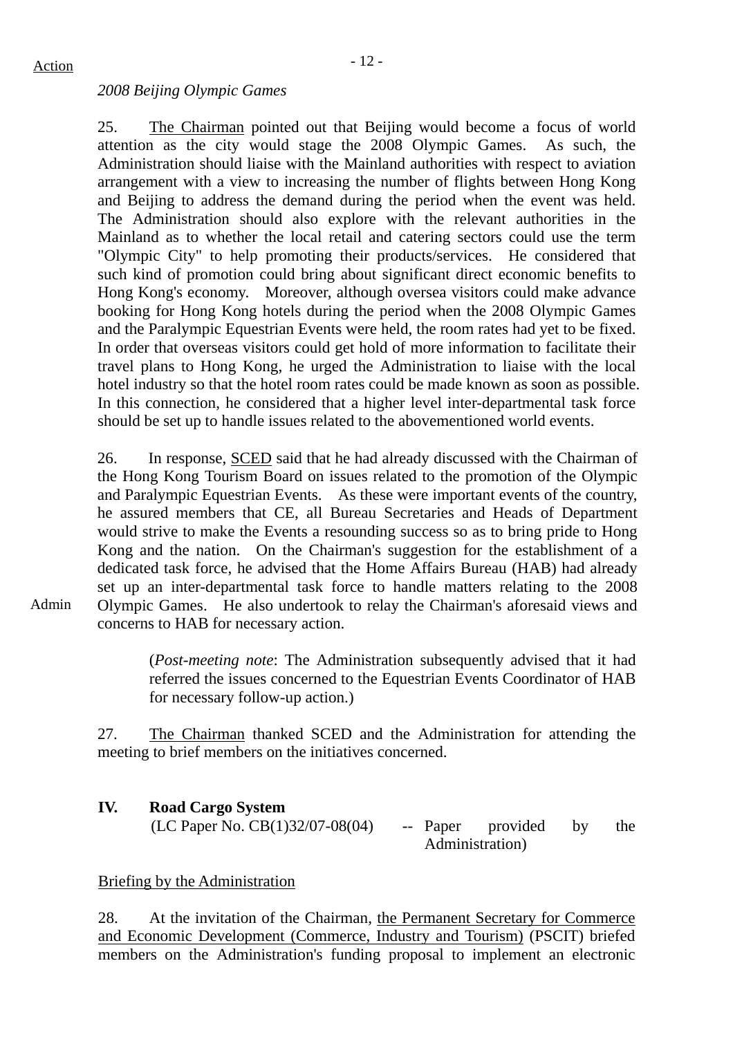*2008 Beijing Olympic Games*

25. The Chairman pointed out that Beijing would become a focus of world attention as the city would stage the 2008 Olympic Games. As such, the Administration should liaise with the Mainland authorities with respect to aviation arrangement with a view to increasing the number of flights between Hong Kong and Beijing to address the demand during the period when the event was held. The Administration should also explore with the relevant authorities in the Mainland as to whether the local retail and catering sectors could use the term "Olympic City" to help promoting their products/services. He considered that such kind of promotion could bring about significant direct economic benefits to Hong Kong's economy. Moreover, although oversea visitors could make advance booking for Hong Kong hotels during the period when the 2008 Olympic Games and the Paralympic Equestrian Events were held, the room rates had yet to be fixed. In order that overseas visitors could get hold of more information to facilitate their travel plans to Hong Kong, he urged the Administration to liaise with the local hotel industry so that the hotel room rates could be made known as soon as possible. In this connection, he considered that a higher level inter-departmental task force should be set up to handle issues related to the abovementioned world events.

26. In response, SCED said that he had already discussed with the Chairman of the Hong Kong Tourism Board on issues related to the promotion of the Olympic and Paralympic Equestrian Events. As these were important events of the country, he assured members that CE, all Bureau Secretaries and Heads of Department would strive to make the Events a resounding success so as to bring pride to Hong Kong and the nation. On the Chairman's suggestion for the establishment of a dedicated task force, he advised that the Home Affairs Bureau (HAB) had already set up an inter-departmental task force to handle matters relating to the 2008 Olympic Games. He also undertook to relay the Chairman's aforesaid views and concerns to HAB for necessary action.

Action: Admin

(*Post-meeting note*: The Administration subsequently advised that it had referred the issues concerned to the Equestrian Events Coordinator of HAB for necessary follow-up action.)

27. The Chairman thanked SCED and the Administration for attending the meeting to brief members on the initiatives concerned.

## IV. Road Cargo System

(LC Paper No. CB(1)32/07-08(04) -- Paper provided by the Administration)

Briefing by the Administration

28. At the invitation of the Chairman, the Permanent Secretary for Commerce and Economic Development (Commerce, Industry and Tourism) (PSCIT) briefed members on the Administration's funding proposal to implement an electronic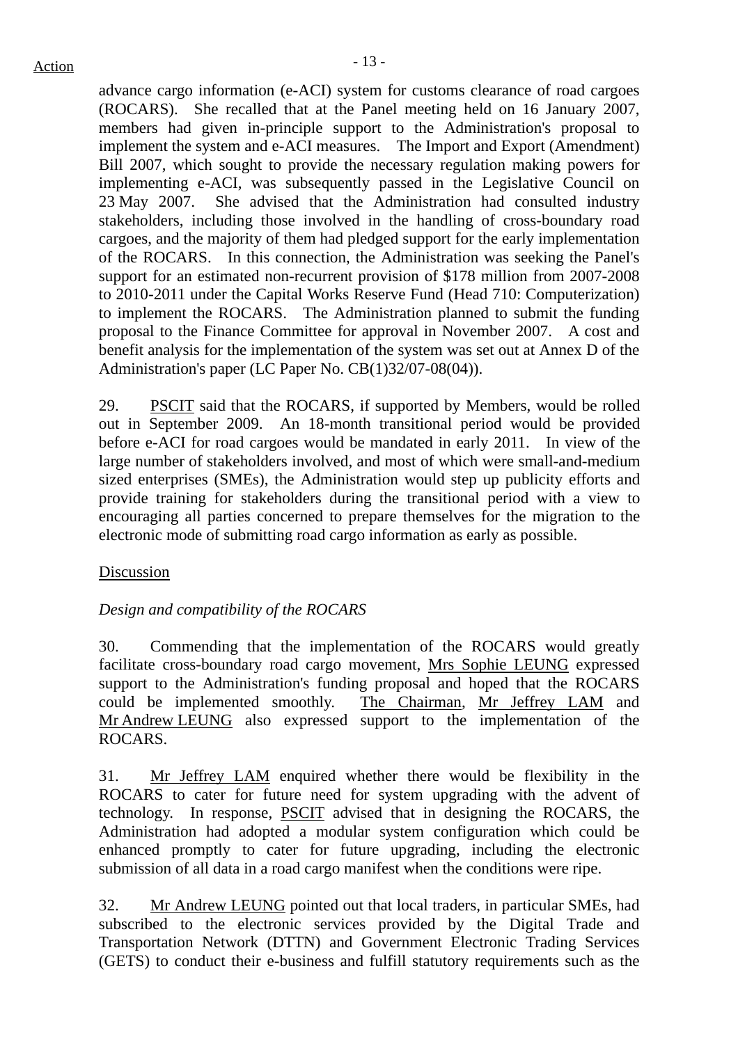advance cargo information (e-ACI) system for customs clearance of road cargoes (ROCARS). She recalled that at the Panel meeting held on 16 January 2007, members had given in-principle support to the Administration's proposal to implement the system and e-ACI measures. The Import and Export (Amendment) Bill 2007, which sought to provide the necessary regulation making powers for implementing e-ACI, was subsequently passed in the Legislative Council on 23 May 2007. She advised that the Administration had consulted industry stakeholders, including those involved in the handling of cross-boundary road cargoes, and the majority of them had pledged support for the early implementation of the ROCARS. In this connection, the Administration was seeking the Panel's support for an estimated non-recurrent provision of $178 million from 2007-2008 to 2010-2011 under the Capital Works Reserve Fund (Head 710: Computerization) to implement the ROCARS. The Administration planned to submit the funding proposal to the Finance Committee for approval in November 2007. A cost and benefit analysis for the implementation of the system was set out at Annex D of the Administration's paper (LC Paper No. CB(1)32/07-08(04)).

29. PSCIT said that the ROCARS, if supported by Members, would be rolled out in September 2009. An 18-month transitional period would be provided before e-ACI for road cargoes would be mandated in early 2011. In view of the large number of stakeholders involved, and most of which were small-and-medium sized enterprises (SMEs), the Administration would step up publicity efforts and provide training for stakeholders during the transitional period with a view to encouraging all parties concerned to prepare themselves for the migration to the electronic mode of submitting road cargo information as early as possible.

Discussion

*Design and compatibility of the ROCARS*

30. Commending that the implementation of the ROCARS would greatly facilitate cross-boundary road cargo movement, Mrs Sophie LEUNG expressed support to the Administration's funding proposal and hoped that the ROCARS could be implemented smoothly. The Chairman, Mr Jeffrey LAM and Mr Andrew LEUNG also expressed support to the implementation of the ROCARS.

31. Mr Jeffrey LAM enquired whether there would be flexibility in the ROCARS to cater for future need for system upgrading with the advent of technology. In response, PSCIT advised that in designing the ROCARS, the Administration had adopted a modular system configuration which could be enhanced promptly to cater for future upgrading, including the electronic submission of all data in a road cargo manifest when the conditions were ripe.

32. Mr Andrew LEUNG pointed out that local traders, in particular SMEs, had subscribed to the electronic services provided by the Digital Trade and Transportation Network (DTTN) and Government Electronic Trading Services (GETS) to conduct their e-business and fulfill statutory requirements such as the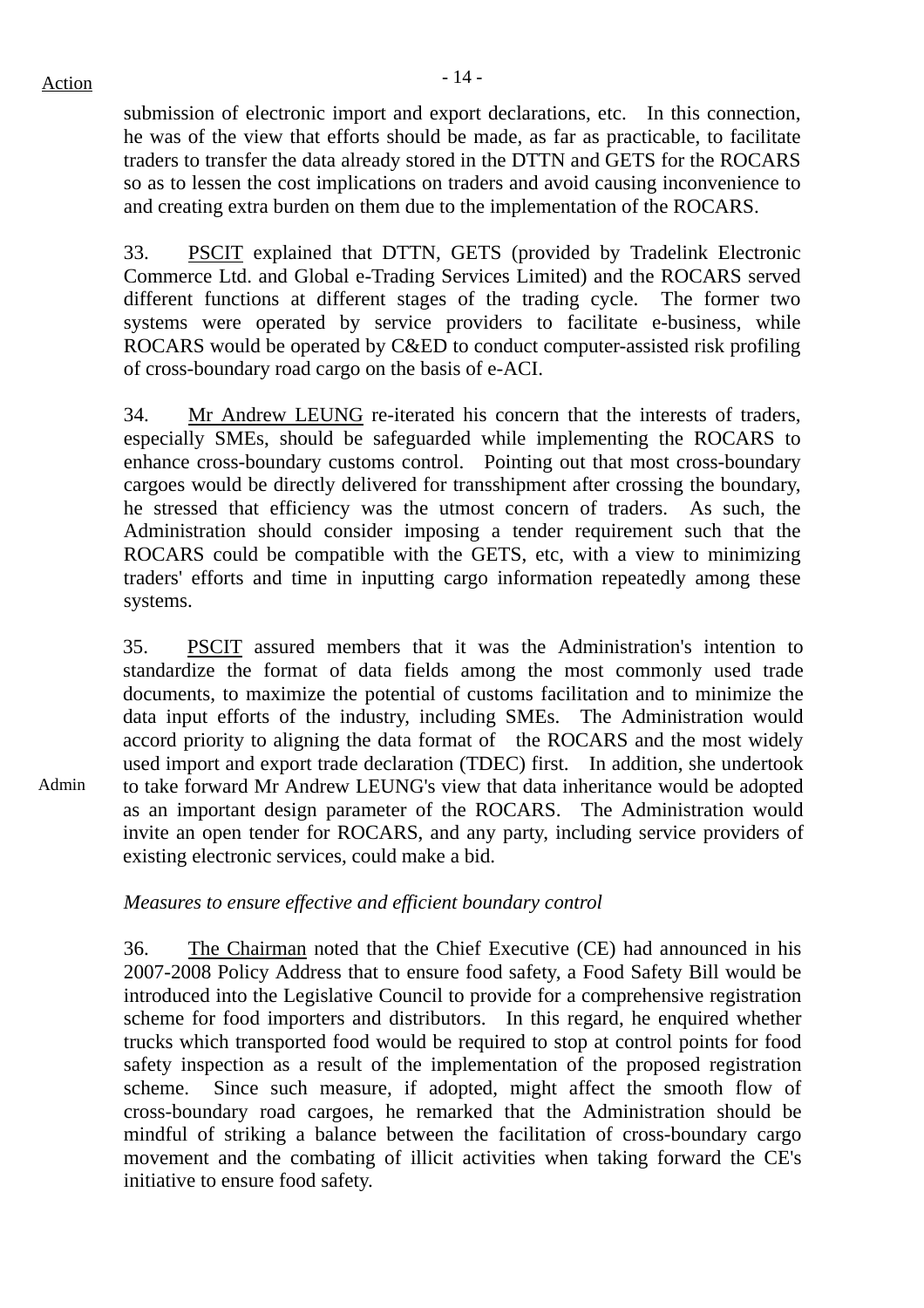Action

submission of electronic import and export declarations, etc. In this connection, he was of the view that efforts should be made, as far as practicable, to facilitate traders to transfer the data already stored in the DTTN and GETS for the ROCARS so as to lessen the cost implications on traders and avoid causing inconvenience to and creating extra burden on them due to the implementation of the ROCARS.

33. PSCIT explained that DTTN, GETS (provided by Tradelink Electronic Commerce Ltd. and Global e-Trading Services Limited) and the ROCARS served different functions at different stages of the trading cycle. The former two systems were operated by service providers to facilitate e-business, while ROCARS would be operated by C&ED to conduct computer-assisted risk profiling of cross-boundary road cargo on the basis of e-ACI.

34. Mr Andrew LEUNG re-iterated his concern that the interests of traders, especially SMEs, should be safeguarded while implementing the ROCARS to enhance cross-boundary customs control. Pointing out that most cross-boundary cargoes would be directly delivered for transshipment after crossing the boundary, he stressed that efficiency was the utmost concern of traders. As such, the Administration should consider imposing a tender requirement such that the ROCARS could be compatible with the GETS, etc, with a view to minimizing traders' efforts and time in inputting cargo information repeatedly among these systems.

35. PSCIT assured members that it was the Administration's intention to standardize the format of data fields among the most commonly used trade documents, to maximize the potential of customs facilitation and to minimize the data input efforts of the industry, including SMEs. The Administration would accord priority to aligning the data format of the ROCARS and the most widely used import and export trade declaration (TDEC) first. In addition, she undertook to take forward Mr Andrew LEUNG's view that data inheritance would be adopted as an important design parameter of the ROCARS. The Administration would invite an open tender for ROCARS, and any party, including service providers of existing electronic services, could make a bid.

Admin

*Measures to ensure effective and efficient boundary control*

36. The Chairman noted that the Chief Executive (CE) had announced in his 2007-2008 Policy Address that to ensure food safety, a Food Safety Bill would be introduced into the Legislative Council to provide for a comprehensive registration scheme for food importers and distributors. In this regard, he enquired whether trucks which transported food would be required to stop at control points for food safety inspection as a result of the implementation of the proposed registration scheme. Since such measure, if adopted, might affect the smooth flow of cross-boundary road cargoes, he remarked that the Administration should be mindful of striking a balance between the facilitation of cross-boundary cargo movement and the combating of illicit activities when taking forward the CE's initiative to ensure food safety.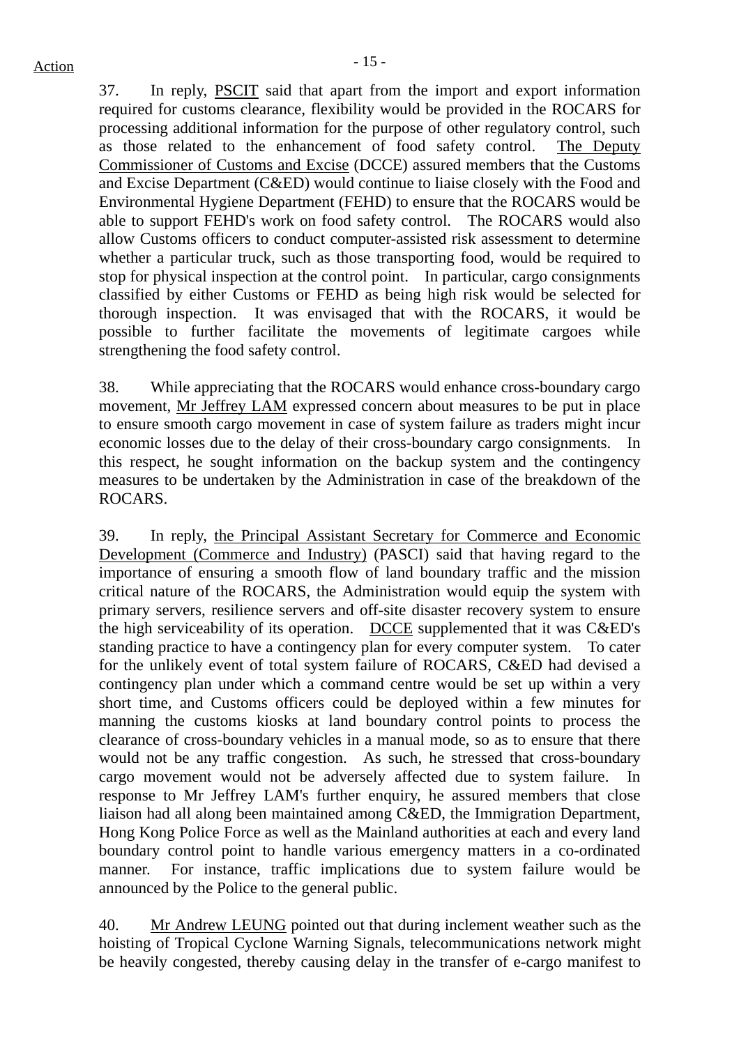37. In reply, PSCIT said that apart from the import and export information required for customs clearance, flexibility would be provided in the ROCARS for processing additional information for the purpose of other regulatory control, such as those related to the enhancement of food safety control. The Deputy Commissioner of Customs and Excise (DCCE) assured members that the Customs and Excise Department (C&ED) would continue to liaise closely with the Food and Environmental Hygiene Department (FEHD) to ensure that the ROCARS would be able to support FEHD's work on food safety control. The ROCARS would also allow Customs officers to conduct computer-assisted risk assessment to determine whether a particular truck, such as those transporting food, would be required to stop for physical inspection at the control point. In particular, cargo consignments classified by either Customs or FEHD as being high risk would be selected for thorough inspection. It was envisaged that with the ROCARS, it would be possible to further facilitate the movements of legitimate cargoes while strengthening the food safety control.

38. While appreciating that the ROCARS would enhance cross-boundary cargo movement, Mr Jeffrey LAM expressed concern about measures to be put in place to ensure smooth cargo movement in case of system failure as traders might incur economic losses due to the delay of their cross-boundary cargo consignments. In this respect, he sought information on the backup system and the contingency measures to be undertaken by the Administration in case of the breakdown of the ROCARS.

39. In reply, the Principal Assistant Secretary for Commerce and Economic Development (Commerce and Industry) (PASCI) said that having regard to the importance of ensuring a smooth flow of land boundary traffic and the mission critical nature of the ROCARS, the Administration would equip the system with primary servers, resilience servers and off-site disaster recovery system to ensure the high serviceability of its operation. DCCE supplemented that it was C&ED's standing practice to have a contingency plan for every computer system. To cater for the unlikely event of total system failure of ROCARS, C&ED had devised a contingency plan under which a command centre would be set up within a very short time, and Customs officers could be deployed within a few minutes for manning the customs kiosks at land boundary control points to process the clearance of cross-boundary vehicles in a manual mode, so as to ensure that there would not be any traffic congestion. As such, he stressed that cross-boundary cargo movement would not be adversely affected due to system failure. In response to Mr Jeffrey LAM's further enquiry, he assured members that close liaison had all along been maintained among C&ED, the Immigration Department, Hong Kong Police Force as well as the Mainland authorities at each and every land boundary control point to handle various emergency matters in a co-ordinated manner. For instance, traffic implications due to system failure would be announced by the Police to the general public.

40. Mr Andrew LEUNG pointed out that during inclement weather such as the hoisting of Tropical Cyclone Warning Signals, telecommunications network might be heavily congested, thereby causing delay in the transfer of e-cargo manifest to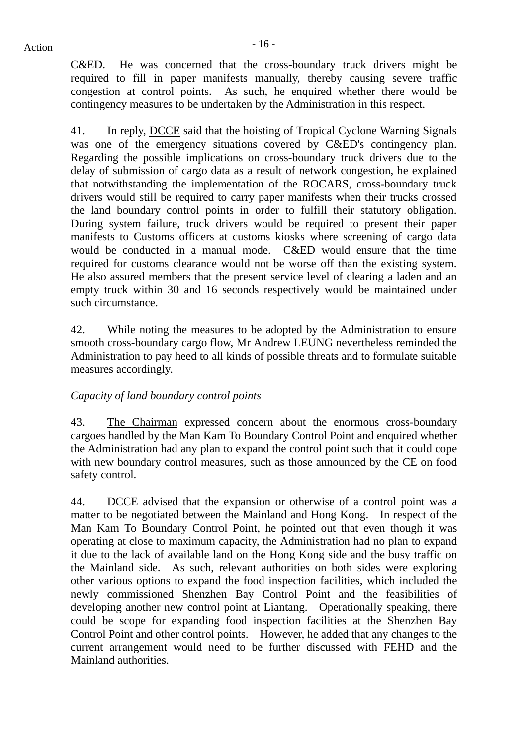C&ED. He was concerned that the cross-boundary truck drivers might be required to fill in paper manifests manually, thereby causing severe traffic congestion at control points. As such, he enquired whether there would be contingency measures to be undertaken by the Administration in this respect.

41. In reply, DCCE said that the hoisting of Tropical Cyclone Warning Signals was one of the emergency situations covered by C&ED's contingency plan. Regarding the possible implications on cross-boundary truck drivers due to the delay of submission of cargo data as a result of network congestion, he explained that notwithstanding the implementation of the ROCARS, cross-boundary truck drivers would still be required to carry paper manifests when their trucks crossed the land boundary control points in order to fulfill their statutory obligation. During system failure, truck drivers would be required to present their paper manifests to Customs officers at customs kiosks where screening of cargo data would be conducted in a manual mode. C&ED would ensure that the time required for customs clearance would not be worse off than the existing system. He also assured members that the present service level of clearing a laden and an empty truck within 30 and 16 seconds respectively would be maintained under such circumstance.

42. While noting the measures to be adopted by the Administration to ensure smooth cross-boundary cargo flow, Mr Andrew LEUNG nevertheless reminded the Administration to pay heed to all kinds of possible threats and to formulate suitable measures accordingly.

*Capacity of land boundary control points*

43. The Chairman expressed concern about the enormous cross-boundary cargoes handled by the Man Kam To Boundary Control Point and enquired whether the Administration had any plan to expand the control point such that it could cope with new boundary control measures, such as those announced by the CE on food safety control.

44. DCCE advised that the expansion or otherwise of a control point was a matter to be negotiated between the Mainland and Hong Kong. In respect of the Man Kam To Boundary Control Point, he pointed out that even though it was operating at close to maximum capacity, the Administration had no plan to expand it due to the lack of available land on the Hong Kong side and the busy traffic on the Mainland side. As such, relevant authorities on both sides were exploring other various options to expand the food inspection facilities, which included the newly commissioned Shenzhen Bay Control Point and the feasibilities of developing another new control point at Liantang. Operationally speaking, there could be scope for expanding food inspection facilities at the Shenzhen Bay Control Point and other control points. However, he added that any changes to the current arrangement would need to be further discussed with FEHD and the Mainland authorities.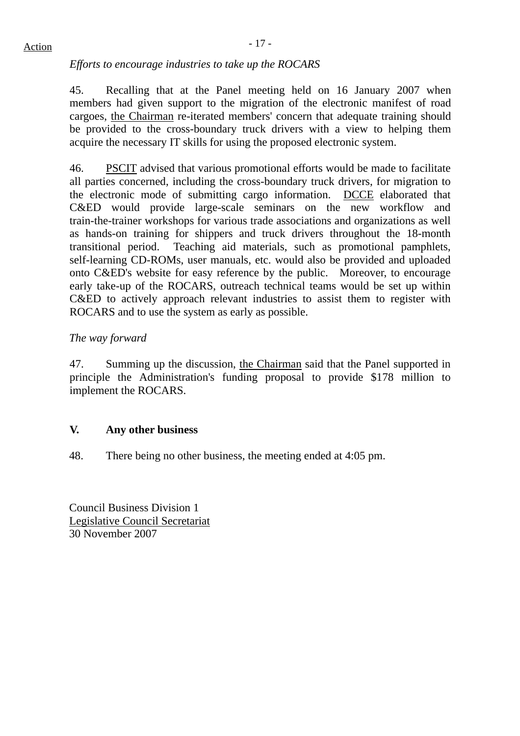Action

*Efforts to encourage industries to take up the ROCARS*

45. Recalling that at the Panel meeting held on 16 January 2007 when members had given support to the migration of the electronic manifest of road cargoes, the Chairman re-iterated members' concern that adequate training should be provided to the cross-boundary truck drivers with a view to helping them acquire the necessary IT skills for using the proposed electronic system.

46. PSCIT advised that various promotional efforts would be made to facilitate all parties concerned, including the cross-boundary truck drivers, for migration to the electronic mode of submitting cargo information. DCCE elaborated that C&ED would provide large-scale seminars on the new workflow and train-the-trainer workshops for various trade associations and organizations as well as hands-on training for shippers and truck drivers throughout the 18-month transitional period. Teaching aid materials, such as promotional pamphlets, self-learning CD-ROMs, user manuals, etc. would also be provided and uploaded onto C&ED's website for easy reference by the public. Moreover, to encourage early take-up of the ROCARS, outreach technical teams would be set up within C&ED to actively approach relevant industries to assist them to register with ROCARS and to use the system as early as possible.

*The way forward*

47. Summing up the discussion, the Chairman said that the Panel supported in principle the Administration's funding proposal to provide $178 million to implement the ROCARS.

## V. Any other business

48. There being no other business, the meeting ended at 4:05 pm.

Council Business Division 1
Legislative Council Secretariat
30 November 2007